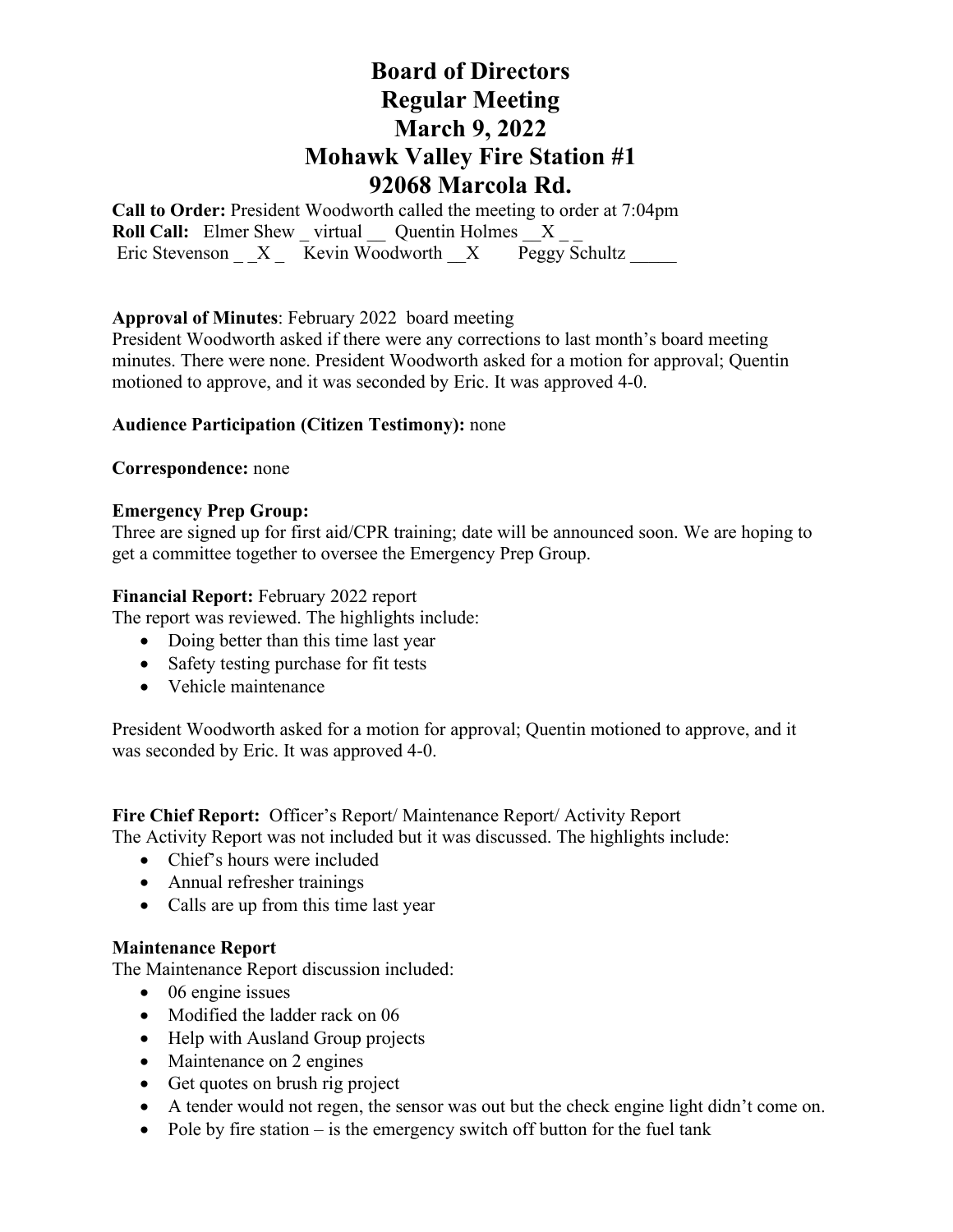# Board of Directors
# Regular Meeting
# March 9, 2022
# Mohawk Valley Fire Station #1
# 92068 Marcola Rd.

**Call to Order:** President Woodworth called the meeting to order at 7:04pm
**Roll Call:** Elmer Shew _ virtual __ Quentin Holmes __X _ _
Eric Stevenson _ _X _ Kevin Woodworth __X Peggy Schultz _____

**Approval of Minutes**: February 2022 board meeting
President Woodworth asked if there were any corrections to last month's board meeting minutes. There were none. President Woodworth asked for a motion for approval; Quentin motioned to approve, and it was seconded by Eric. It was approved 4-0.

**Audience Participation (Citizen Testimony):** none

**Correspondence:** none

**Emergency Prep Group:**
Three are signed up for first aid/CPR training; date will be announced soon. We are hoping to get a committee together to oversee the Emergency Prep Group.

**Financial Report:** February 2022 report
The report was reviewed. The highlights include:

- Doing better than this time last year
- Safety testing purchase for fit tests
- Vehicle maintenance

President Woodworth asked for a motion for approval; Quentin motioned to approve, and it was seconded by Eric. It was approved 4-0.

**Fire Chief Report:** Officer's Report/ Maintenance Report/ Activity Report
The Activity Report was not included but it was discussed. The highlights include:

- Chief's hours were included
- Annual refresher trainings
- Calls are up from this time last year

**Maintenance Report**
The Maintenance Report discussion included:

- 06 engine issues
- Modified the ladder rack on 06
- Help with Ausland Group projects
- Maintenance on 2 engines
- Get quotes on brush rig project
- A tender would not regen, the sensor was out but the check engine light didn't come on.
- Pole by fire station – is the emergency switch off button for the fuel tank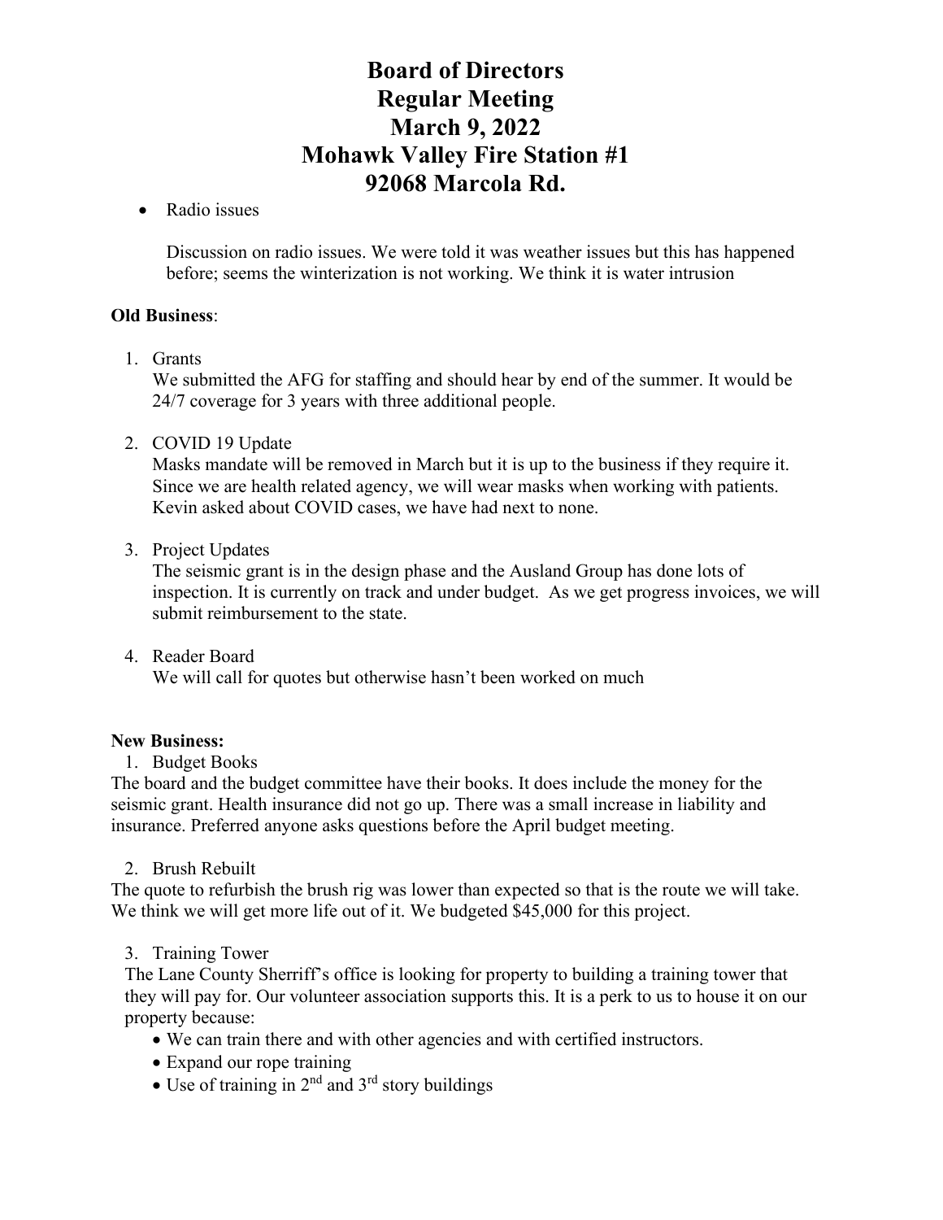# Board of Directors
# Regular Meeting
# March 9, 2022
# Mohawk Valley Fire Station #1
# 92068 Marcola Rd.

- Radio issues

  Discussion on radio issues. We were told it was weather issues but this has happened before; seems the winterization is not working. We think it is water intrusion

**Old Business**:

1. Grants
   We submitted the AFG for staffing and should hear by end of the summer. It would be 24/7 coverage for 3 years with three additional people.

2. COVID 19 Update
   Masks mandate will be removed in March but it is up to the business if they require it. Since we are health related agency, we will wear masks when working with patients. Kevin asked about COVID cases, we have had next to none.

3. Project Updates
   The seismic grant is in the design phase and the Ausland Group has done lots of inspection. It is currently on track and under budget. As we get progress invoices, we will submit reimbursement to the state.

4. Reader Board
   We will call for quotes but otherwise hasn't been worked on much

**New Business:**

1. Budget Books

The board and the budget committee have their books. It does include the money for the seismic grant. Health insurance did not go up. There was a small increase in liability and insurance. Preferred anyone asks questions before the April budget meeting.

2. Brush Rebuilt

The quote to refurbish the brush rig was lower than expected so that is the route we will take. We think we will get more life out of it. We budgeted $45,000 for this project.

3. Training Tower

The Lane County Sherriff's office is looking for property to building a training tower that they will pay for. Our volunteer association supports this. It is a perk to us to house it on our property because:

- We can train there and with other agencies and with certified instructors.
- Expand our rope training
- Use of training in 2nd and 3rd story buildings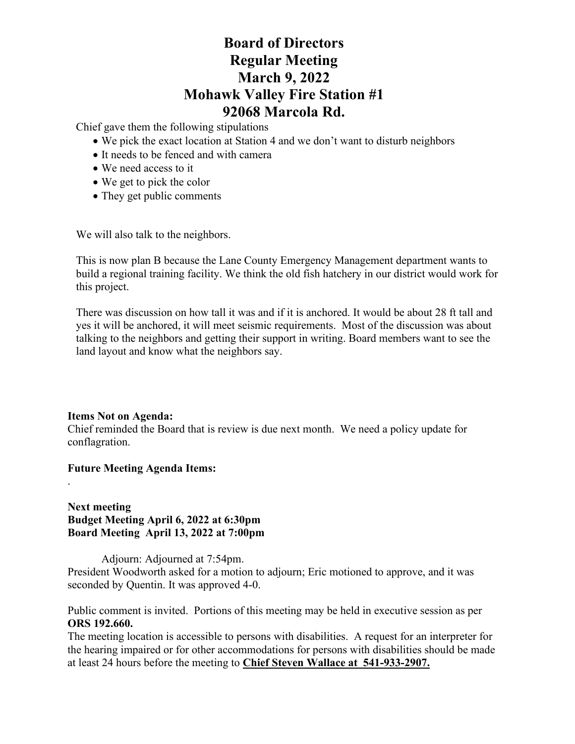# Board of Directors
# Regular Meeting
# March 9, 2022
# Mohawk Valley Fire Station #1
# 92068 Marcola Rd.

Chief gave them the following stipulations

- We pick the exact location at Station 4 and we don't want to disturb neighbors
- It needs to be fenced and with camera
- We need access to it
- We get to pick the color
- They get public comments

We will also talk to the neighbors.

This is now plan B because the Lane County Emergency Management department wants to build a regional training facility. We think the old fish hatchery in our district would work for this project.

There was discussion on how tall it was and if it is anchored. It would be about 28 ft tall and yes it will be anchored, it will meet seismic requirements. Most of the discussion was about talking to the neighbors and getting their support in writing. Board members want to see the land layout and know what the neighbors say.

**Items Not on Agenda:**
Chief reminded the Board that is review is due next month. We need a policy update for conflagration.

**Future Meeting Agenda Items:**
.

**Next meeting**
**Budget Meeting April 6, 2022 at 6:30pm**
**Board Meeting April 13, 2022 at 7:00pm**

Adjourn: Adjourned at 7:54pm.
President Woodworth asked for a motion to adjourn; Eric motioned to approve, and it was seconded by Quentin. It was approved 4-0.

Public comment is invited. Portions of this meeting may be held in executive session as per **ORS 192.660.**
The meeting location is accessible to persons with disabilities. A request for an interpreter for the hearing impaired or for other accommodations for persons with disabilities should be made at least 24 hours before the meeting to **Chief Steven Wallace at 541-933-2907.**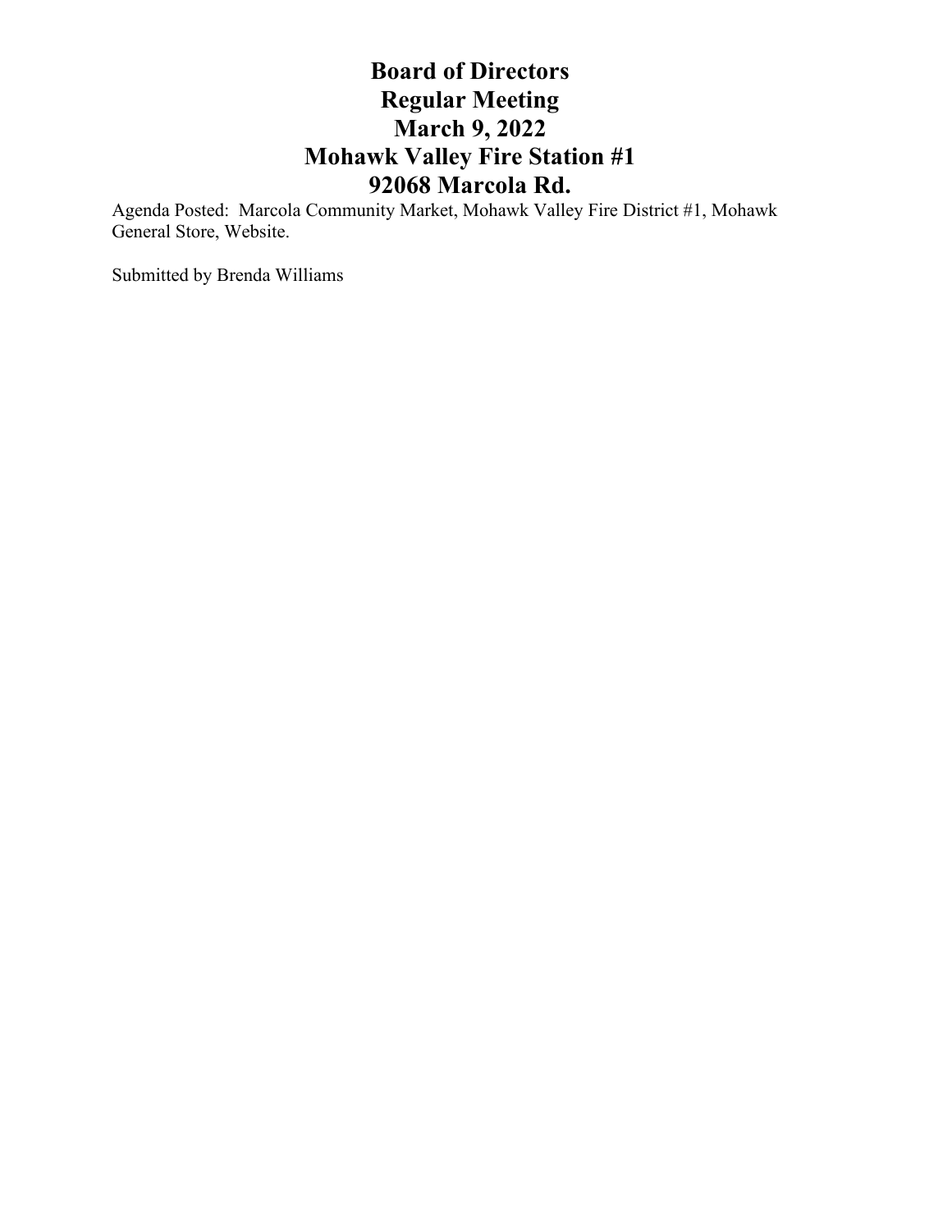# Board of Directors
# Regular Meeting
# March 9, 2022
# Mohawk Valley Fire Station #1
# 92068 Marcola Rd.

Agenda Posted: Marcola Community Market, Mohawk Valley Fire District #1, Mohawk General Store, Website.

Submitted by Brenda Williams